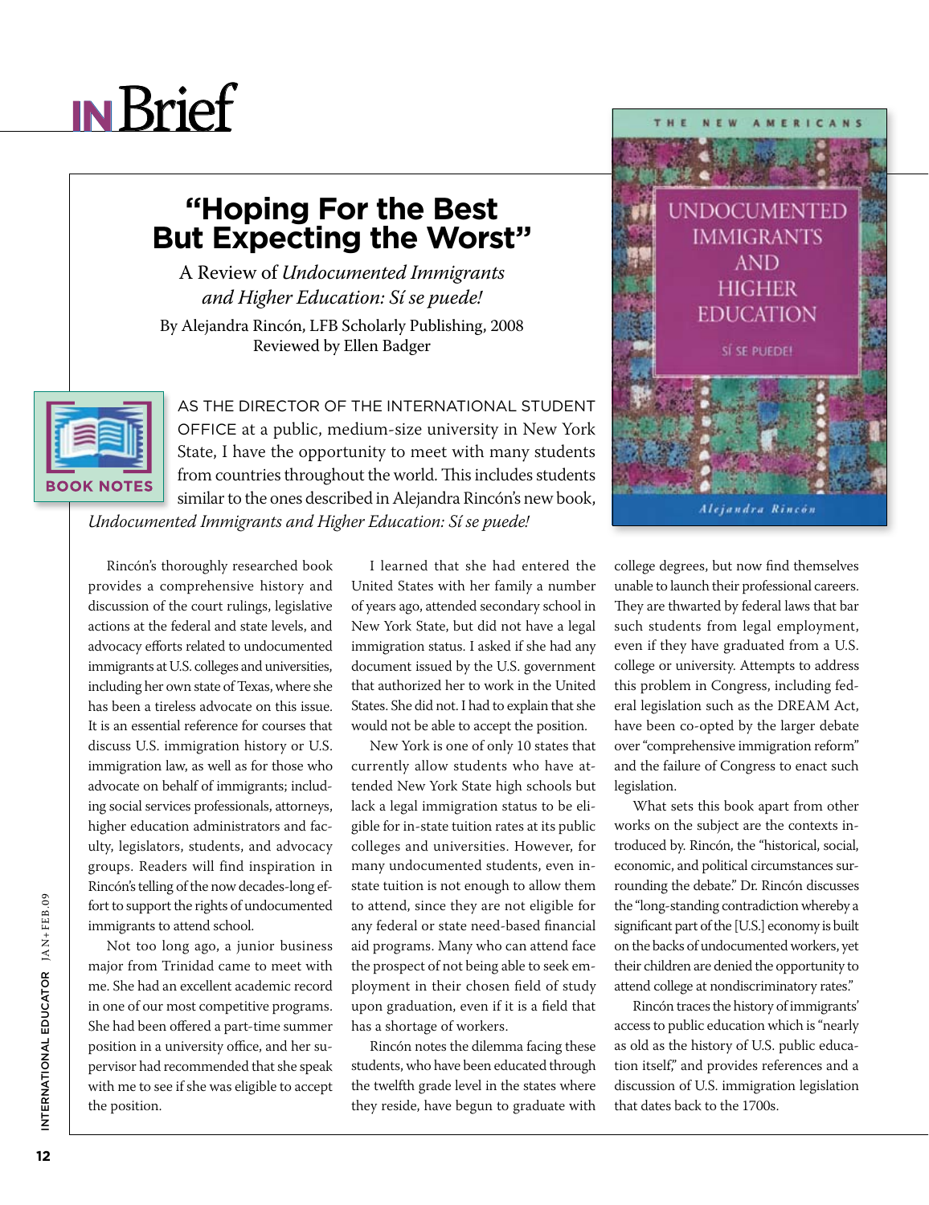# IN Brief

## "Hoping For the Best But Expecting the Worst"

A Review of *Undocumented Immigrants and Higher Education: Sí se puede!*

By Alejandra Rincón, LFB Scholarly Publishing, 2008

Reviewed by Ellen Badger

BOOK NOTES

AS THE DIRECTOR OF THE INTERNATIONAL STUDENT OFFICE at a public, medium-size university in New York State, I have the opportunity to meet with many students from countries throughout the world. This includes students similar to the ones described in Alejandra Rincón's new book, *Undocumented Immigrants and Higher Education: Sí se puede!*

Rincón's thoroughly researched book provides a comprehensive history and discussion of the court rulings, legislative actions at the federal and state levels, and advocacy efforts related to undocumented immigrants at U.S. colleges and universities, including her own state of Texas, where she has been a tireless advocate on this issue. It is an essential reference for courses that discuss U.S. immigration history or U.S. immigration law, as well as for those who advocate on behalf of immigrants; including social services professionals, attorneys, higher education administrators and faculty, legislators, students, and advocacy groups. Readers will find inspiration in Rincón's telling of the now decades-long effort to support the rights of undocumented immigrants to attend school.

Not too long ago, a junior business major from Trinidad came to meet with me. She had an excellent academic record in one of our most competitive programs. She had been offered a part-time summer position in a university office, and her supervisor had recommended that she speak with me to see if she was eligible to accept the position.

I learned that she had entered the United States with her family a number of years ago, attended secondary school in New York State, but did not have a legal immigration status. I asked if she had any document issued by the U.S. government that authorized her to work in the United States. She did not. I had to explain that she would not be able to accept the position.

New York is one of only 10 states that currently allow students who have attended New York State high schools but lack a legal immigration status to be eligible for in-state tuition rates at its public colleges and universities. However, for many undocumented students, even in-state tuition is not enough to allow them to attend, since they are not eligible for any federal or state need-based financial aid programs. Many who can attend face the prospect of not being able to seek employment in their chosen field of study upon graduation, even if it is a field that has a shortage of workers.

Rincón notes the dilemma facing these students, who have been educated through the twelfth grade level in the states where they reside, have begun to graduate with college degrees, but now find themselves unable to launch their professional careers. They are thwarted by federal laws that bar such students from legal employment, even if they have graduated from a U.S. college or university. Attempts to address this problem in Congress, including federal legislation such as the DREAM Act, have been co-opted by the larger debate over "comprehensive immigration reform" and the failure of Congress to enact such legislation.

What sets this book apart from other works on the subject are the contexts introduced by. Rincón, the "historical, social, economic, and political circumstances surrounding the debate." Dr. Rincón discusses the "long-standing contradiction whereby a significant part of the [U.S.] economy is built on the backs of undocumented workers, yet their children are denied the opportunity to attend college at nondiscriminatory rates."

Rincón traces the history of immigrants' access to public education which is "nearly as old as the history of U.S. public education itself," and provides references and a discussion of U.S. immigration legislation that dates back to the 1700s.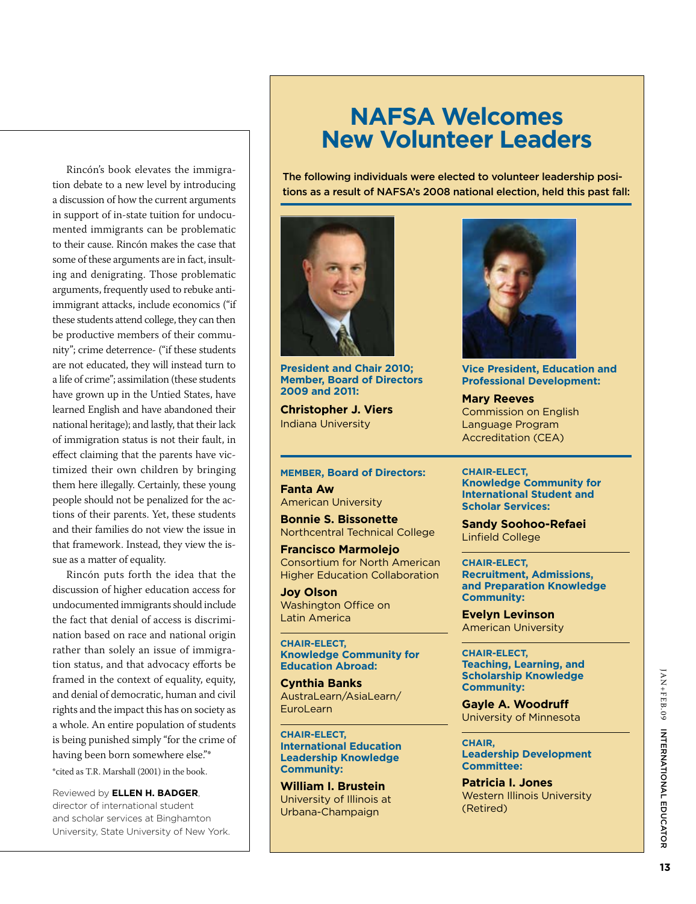Rincón's book elevates the immigration debate to a new level by introducing a discussion of how the current arguments in support of in-state tuition for undocumented immigrants can be problematic to their cause. Rincón makes the case that some of these arguments are in fact, insulting and denigrating. Those problematic arguments, frequently used to rebuke anti-immigrant attacks, include economics ("if these students attend college, they can then be productive members of their community"; crime deterrence- ("if these students are not educated, they will instead turn to a life of crime"; assimilation (these students have grown up in the Untied States, have learned English and have abandoned their national heritage); and lastly, that their lack of immigration status is not their fault, in effect claiming that the parents have victimized their own children by bringing them here illegally. Certainly, these young people should not be penalized for the actions of their parents. Yet, these students and their families do not view the issue in that framework. Instead, they view the issue as a matter of equality.

Rincón puts forth the idea that the discussion of higher education access for undocumented immigrants should include the fact that denial of access is discrimination based on race and national origin rather than solely an issue of immigration status, and that advocacy efforts be framed in the context of equality, equity, and denial of democratic, human and civil rights and the impact this has on society as a whole. An entire population of students is being punished simply "for the crime of having been born somewhere else."*

*cited as T.R. Marshall (2001) in the book.

Reviewed by **ELLEN H. BADGER**, director of international student and scholar services at Binghamton University, State University of New York.

# NAFSA Welcomes New Volunteer Leaders

**The following individuals were elected to volunteer leadership positions as a result of NAFSA's 2008 national election, held this past fall:**

**President and Chair 2010; Member, Board of Directors 2009 and 2011:**

**Christopher J. Viers**
Indiana University

**Vice President, Education and Professional Development:**

**Mary Reeves**
Commission on English Language Program Accreditation (CEA)

**MEMBER, Board of Directors:**

**Fanta Aw**
American University

**Bonnie S. Bissonette**
Northcentral Technical College

**Francisco Marmolejo**
Consortium for North American Higher Education Collaboration

**Joy Olson**
Washington Office on Latin America

**CHAIR-ELECT, Knowledge Community for Education Abroad:**

**Cynthia Banks**
AustraLearn/AsiaLearn/EuroLearn

**CHAIR-ELECT, International Education Leadership Knowledge Community:**

**William I. Brustein**
University of Illinois at Urbana-Champaign

**CHAIR-ELECT, Knowledge Community for International Student and Scholar Services:**

**Sandy Soohoo-Refaei**
Linfield College

**CHAIR-ELECT, Recruitment, Admissions, and Preparation Knowledge Community:**

**Evelyn Levinson**
American University

**CHAIR-ELECT, Teaching, Learning, and Scholarship Knowledge Community:**

**Gayle A. Woodruff**
University of Minnesota

**CHAIR, Leadership Development Committee:**

**Patricia I. Jones**
Western Illinois University (Retired)